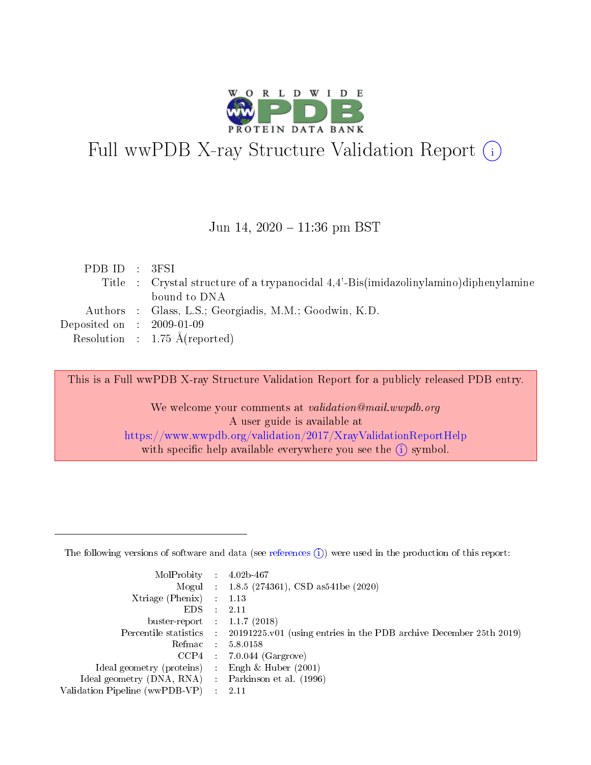# Full wwPDB X-ray Structure Validation Report (i)

Jun 14, 2020 – 11:36 pm BST

| | | |
|---|---|---|
| PDB ID | : | 3FSI |
| Title | : | Crystal structure of a trypanocidal 4,4'-Bis(imidazolinylamino)diphenylamine bound to DNA |
| Authors | : | Glass, L.S.; Georgiadis, M.M.; Goodwin, K.D. |
| Deposited on | : | 2009-01-09 |
| Resolution | : | 1.75 Å(reported) |

This is a Full wwPDB X-ray Structure Validation Report for a publicly released PDB entry.

We welcome your comments at *validation@mail.wwpdb.org*
A user guide is available at
https://www.wwpdb.org/validation/2017/XrayValidationReportHelp
with specific help available everywhere you see the (i) symbol.

The following versions of software and data (see references (i)) were used in the production of this report:

| | | |
|---|---|---|
| MolProbity | : | 4.02b-467 |
| Mogul | : | 1.8.5 (274361), CSD as541be (2020) |
| Xtriage (Phenix) | : | 1.13 |
| EDS | : | 2.11 |
| buster-report | : | 1.1.7 (2018) |
| Percentile statistics | : | 20191225.v01 (using entries in the PDB archive December 25th 2019) |
| Refmac | : | 5.8.0158 |
| CCP4 | : | 7.0.044 (Gargrove) |
| Ideal geometry (proteins) | : | Engh & Huber (2001) |
| Ideal geometry (DNA, RNA) | : | Parkinson et al. (1996) |
| Validation Pipeline (wwPDB-VP) | : | 2.11 |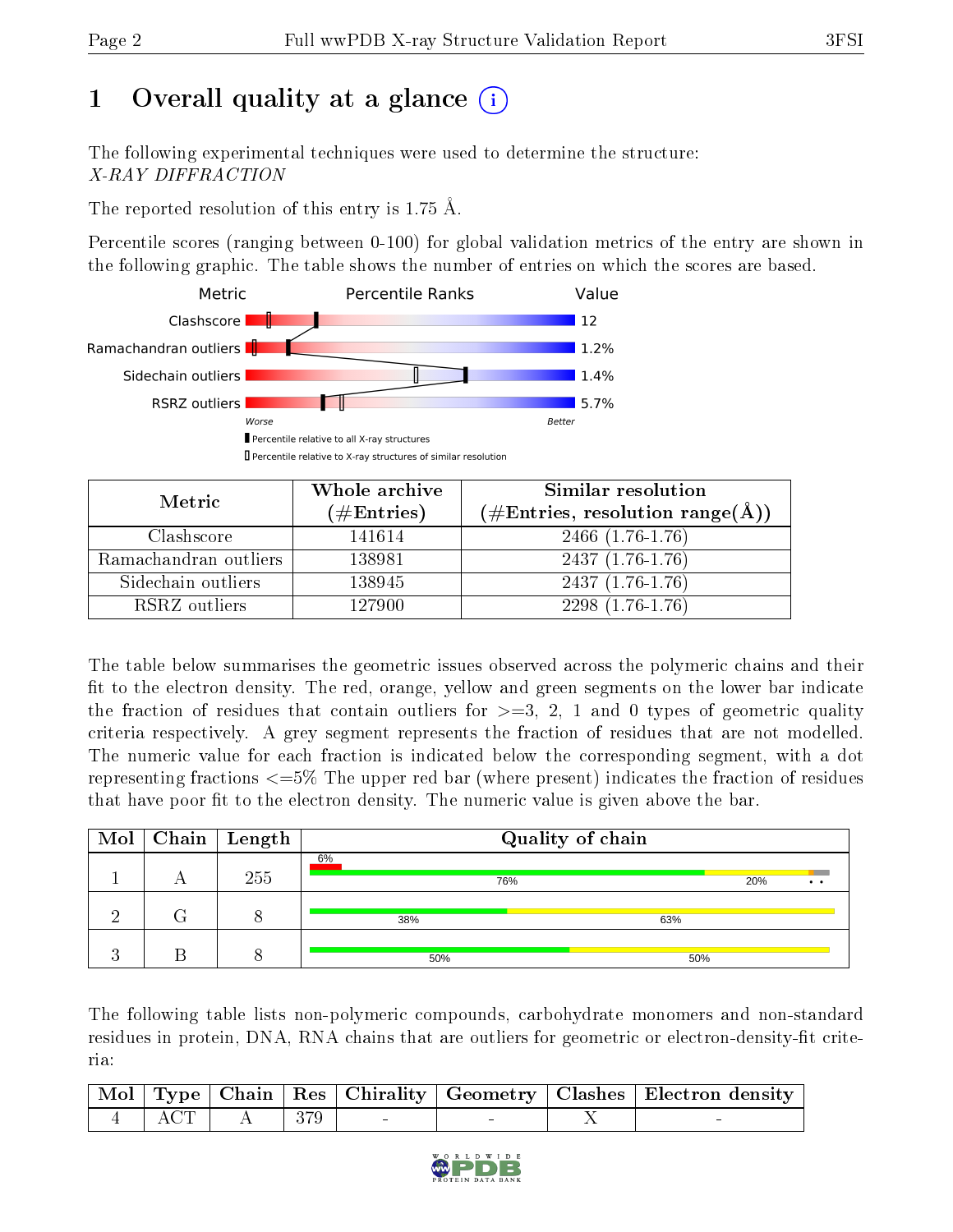# 1 Overall quality at a glance (i)

The following experimental techniques were used to determine the structure:
*X-RAY DIFFRACTION*

The reported resolution of this entry is 1.75 Å.

Percentile scores (ranging between 0-100) for global validation metrics of the entry are shown in the following graphic. The table shows the number of entries on which the scores are based.

| Metric | Value |
|---|---|
| Clashscore | 12 |
| Ramachandran outliers | 1.2% |
| Sidechain outliers | 1.4% |
| RSRZ outliers | 5.7% |

Worse — Better

▮ Percentile relative to all X-ray structures
▯ Percentile relative to X-ray structures of similar resolution

| Metric | Whole archive (#Entries) | Similar resolution (#Entries, resolution range(Å)) |
|---|---|---|
| Clashscore | 141614 | 2466 (1.76-1.76) |
| Ramachandran outliers | 138981 | 2437 (1.76-1.76) |
| Sidechain outliers | 138945 | 2437 (1.76-1.76) |
| RSRZ outliers | 127900 | 2298 (1.76-1.76) |

The table below summarises the geometric issues observed across the polymeric chains and their fit to the electron density. The red, orange, yellow and green segments on the lower bar indicate the fraction of residues that contain outliers for >=3, 2, 1 and 0 types of geometric quality criteria respectively. A grey segment represents the fraction of residues that are not modelled. The numeric value for each fraction is indicated below the corresponding segment, with a dot representing fractions <=5% The upper red bar (where present) indicates the fraction of residues that have poor fit to the electron density. The numeric value is given above the bar.

| Mol | Chain | Length | Quality of chain |
|---|---|---|---|
| 1 | A | 255 | 6% (poor fit); 76% / 20% / • • |
| 2 | G | 8 | 38% / 63% |
| 3 | B | 8 | 50% / 50% |

The following table lists non-polymeric compounds, carbohydrate monomers and non-standard residues in protein, DNA, RNA chains that are outliers for geometric or electron-density-fit criteria:

| Mol | Type | Chain | Res | Chirality | Geometry | Clashes | Electron density |
|---|---|---|---|---|---|---|---|
| 4 | ACT | A | 379 | - | - | X | - |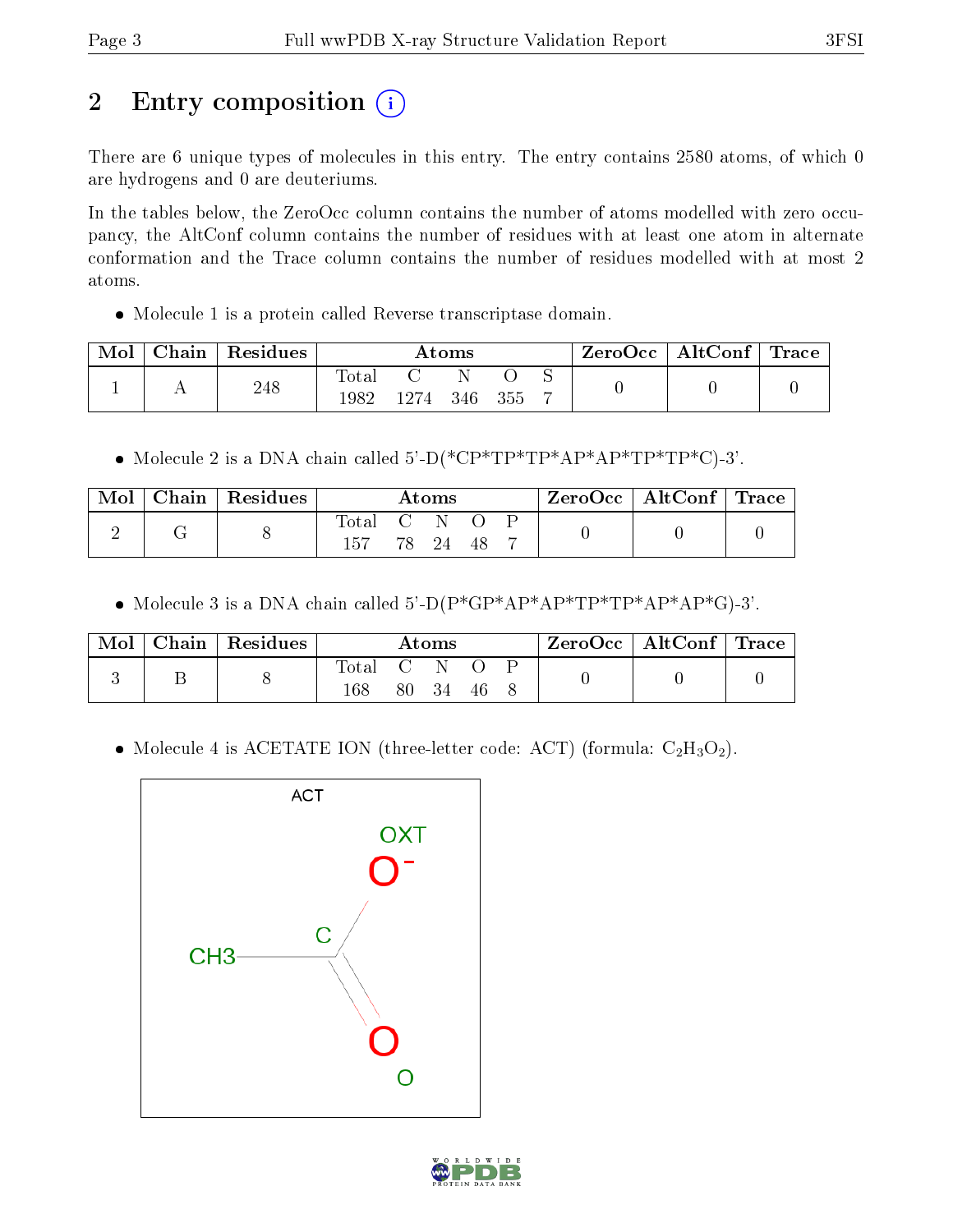# 2 Entry composition

There are 6 unique types of molecules in this entry. The entry contains 2580 atoms, of which 0 are hydrogens and 0 are deuteriums.

In the tables below, the ZeroOcc column contains the number of atoms modelled with zero occupancy, the AltConf column contains the number of residues with at least one atom in alternate conformation and the Trace column contains the number of residues modelled with at most 2 atoms.

- Molecule 1 is a protein called Reverse transcriptase domain.

| Mol | Chain | Residues | Atoms | | | | | ZeroOcc | AltConf | Trace |
|---|---|---|---|---|---|---|---|---|---|---|
| 1 | A | 248 | Total<br>1982 | C<br>1274 | N<br>346 | O<br>355 | S<br>7 | 0 | 0 | 0 |

- Molecule 2 is a DNA chain called 5'-D(*CP*TP*TP*AP*AP*TP*TP*C)-3'.

| Mol | Chain | Residues | Atoms | | | | | ZeroOcc | AltConf | Trace |
|---|---|---|---|---|---|---|---|---|---|---|
| 2 | G | 8 | Total<br>157 | C<br>78 | N<br>24 | O<br>48 | P<br>7 | 0 | 0 | 0 |

- Molecule 3 is a DNA chain called 5'-D(P*GP*AP*AP*TP*TP*AP*AP*G)-3'.

| Mol | Chain | Residues | Atoms | | | | | ZeroOcc | AltConf | Trace |
|---|---|---|---|---|---|---|---|---|---|---|
| 3 | B | 8 | Total<br>168 | C<br>80 | N<br>34 | O<br>46 | P<br>8 | 0 | 0 | 0 |

- Molecule 4 is ACETATE ION (three-letter code: ACT) (formula: $C_2H_3O_2$).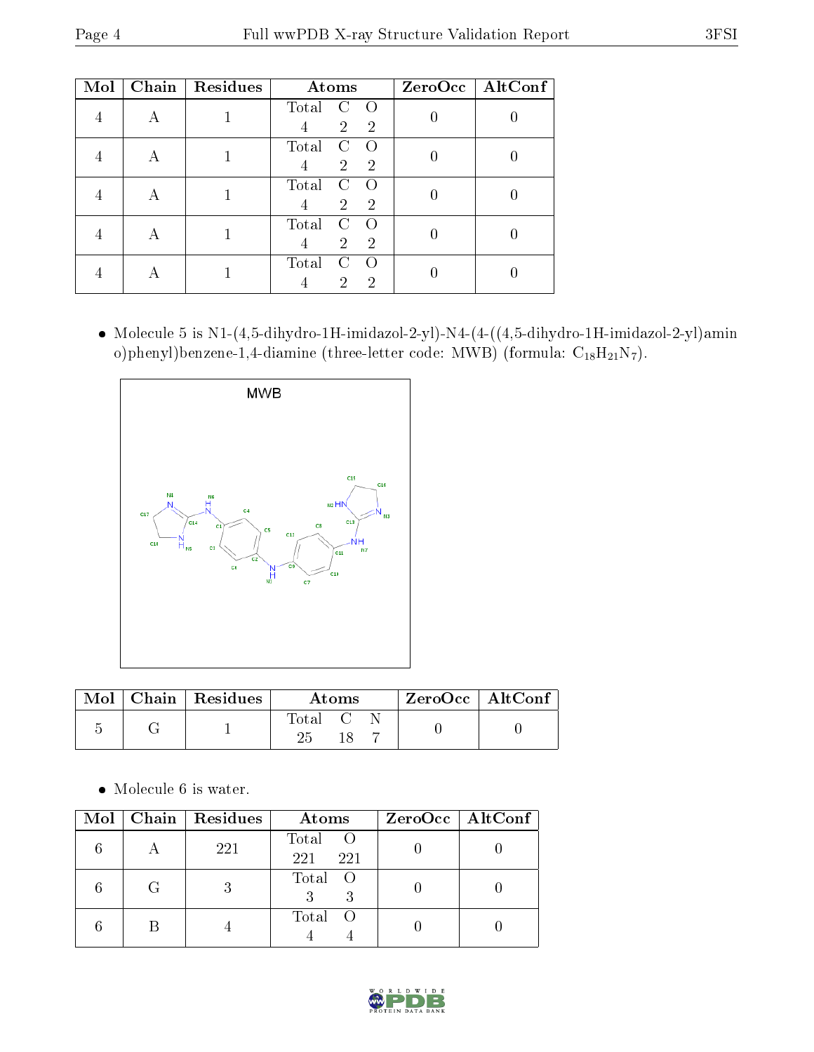| Mol | Chain | Residues | Atoms | ZeroOcc | AltConf |
|---|---|---|---|---|---|
| 4 | A | 1 | Total C O<br>4 2 2 | 0 | 0 |
| 4 | A | 1 | Total C O<br>4 2 2 | 0 | 0 |
| 4 | A | 1 | Total C O<br>4 2 2 | 0 | 0 |
| 4 | A | 1 | Total C O<br>4 2 2 | 0 | 0 |
| 4 | A | 1 | Total C O<br>4 2 2 | 0 | 0 |

- Molecule 5 is N1-(4,5-dihydro-1H-imidazol-2-yl)-N4-(4-((4,5-dihydro-1H-imidazol-2-yl)amino)phenyl)benzene-1,4-diamine (three-letter code: MWB) (formula: $C_{18}H_{21}N_7$).

| Mol | Chain | Residues | Atoms | ZeroOcc | AltConf |
|---|---|---|---|---|---|
| 5 | G | 1 | Total C N<br>25 18 7 | 0 | 0 |

- Molecule 6 is water.

| Mol | Chain | Residues | Atoms | ZeroOcc | AltConf |
|---|---|---|---|---|---|
| 6 | A | 221 | Total O<br>221 221 | 0 | 0 |
| 6 | G | 3 | Total O<br>3 3 | 0 | 0 |
| 6 | B | 4 | Total O<br>4 4 | 0 | 0 |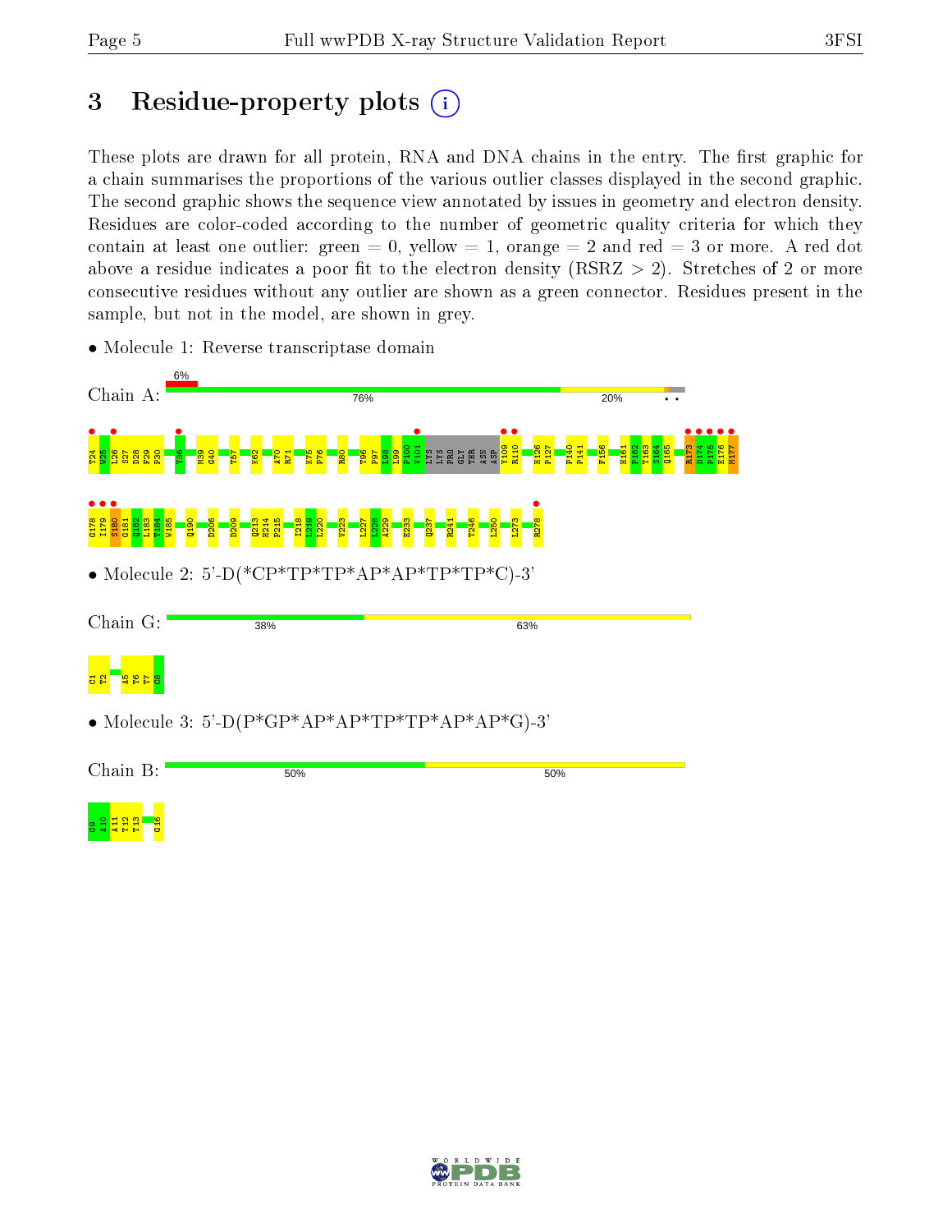# 3 Residue-property plots

These plots are drawn for all protein, RNA and DNA chains in the entry. The first graphic for a chain summarises the proportions of the various outlier classes displayed in the second graphic. The second graphic shows the sequence view annotated by issues in geometry and electron density. Residues are color-coded according to the number of geometric quality criteria for which they contain at least one outlier: green = 0, yellow = 1, orange = 2 and red = 3 or more. A red dot above a residue indicates a poor fit to the electron density (RSRZ > 2). Stretches of 2 or more consecutive residues without any outlier are shown as a green connector. Residues present in the sample, but not in the model, are shown in grey.

- Molecule 1: Reverse transcriptase domain

Chain A: 6% | 76% | 20% | • •

T24 W25 L26 S27 D28 F29 P30 T36 M39 G40 T57 K62 A70 R71 K75 P76 R80 T96 P97 L98 L99 P100 V101 LYS LYS PRO GLY THR ASN ASP Y109 R110 H126 P127 P140 P141 F156 H161 P162 T163 S164 Q165 R173 D174 P175 E176 M177 G178 I179 S180 G181 Q182 L183 T184 W185 Q190 D206 D209 Q213 R214 F215 I218 L219 L220 V223 L227 L228 A229 E233 Q237 R241 T246 L250 L273 R278

- Molecule 2: 5'-D(*CP*TP*TP*AP*AP*TP*TP*C)-3'

Chain G: 38% | 63%

C1 T2 A5 T6 T7 C8

- Molecule 3: 5'-D(P*GP*AP*AP*TP*TP*AP*AP*G)-3'

Chain B: 50% | 50%

G9 A10 A11 T12 T13 G16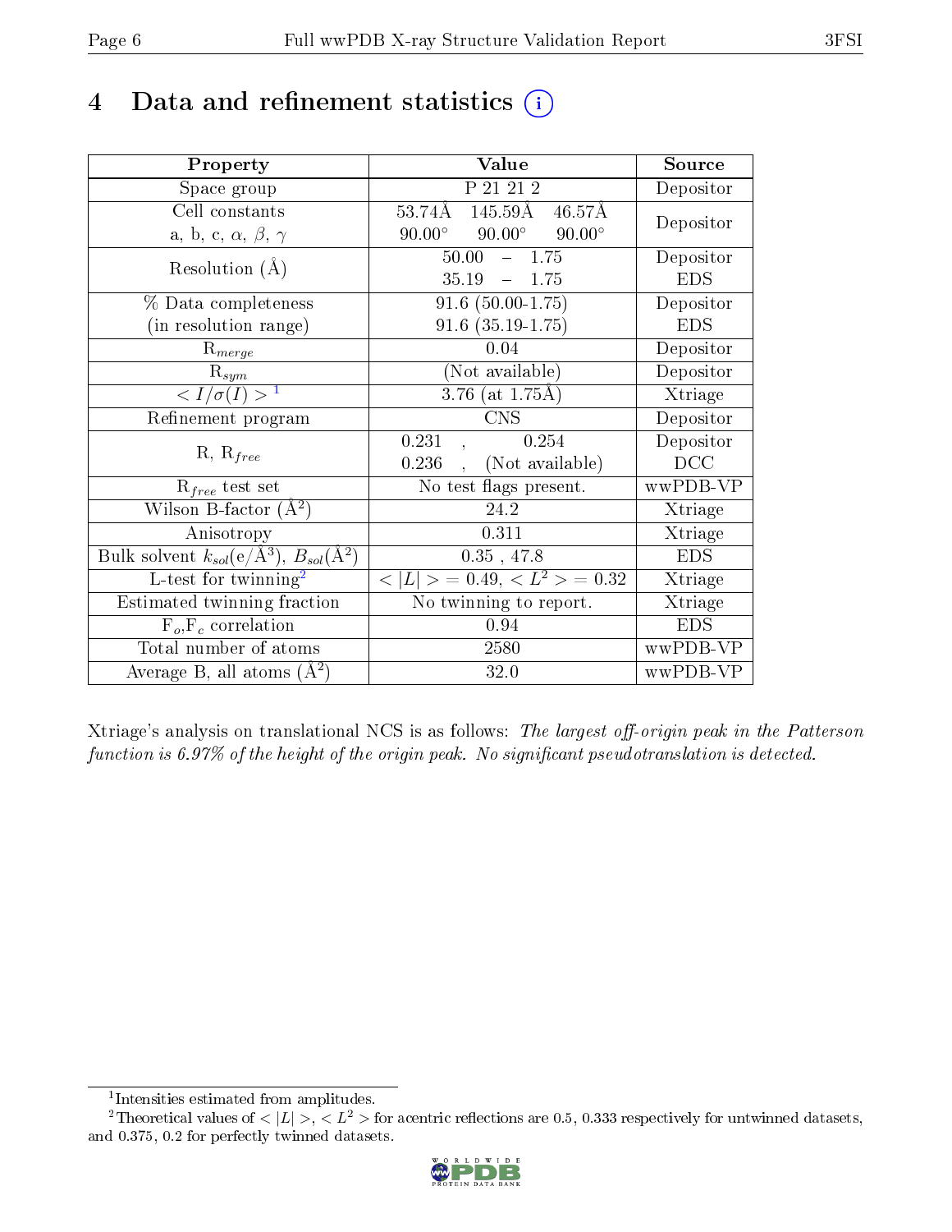# 4 Data and refinement statistics ⓘ

| Property | Value | Source |
|---|---|---|
| Space group | P 21 21 2 | Depositor |
| Cell constants<br>a, b, c, $\alpha$, $\beta$, $\gamma$ | 53.74Å 145.59Å 46.57Å<br>90.00° 90.00° 90.00° | Depositor |
| Resolution (Å) | 50.00 – 1.75<br>35.19 – 1.75 | Depositor<br>EDS |
| % Data completeness<br>(in resolution range) | 91.6 (50.00-1.75)<br>91.6 (35.19-1.75) | Depositor<br>EDS |
| $R_{merge}$ | 0.04 | Depositor |
| $R_{sym}$ | (Not available) | Depositor |
| $< I/\sigma(I) >$ [1] | 3.76 (at 1.75Å) | Xtriage |
| Refinement program | CNS | Depositor |
| R, $R_{free}$ | 0.231 , 0.254<br>0.236 , (Not available) | Depositor<br>DCC |
| $R_{free}$ test set | No test flags present. | wwPDB-VP |
| Wilson B-factor (Å$^2$) | 24.2 | Xtriage |
| Anisotropy | 0.311 | Xtriage |
| Bulk solvent $k_{sol}$(e/Å$^3$), $B_{sol}$(Å$^2$) | 0.35 , 47.8 | EDS |
| L-test for twinning[2] | $< \|L\| >$ = 0.49, $< L^2 >$ = 0.32 | Xtriage |
| Estimated twinning fraction | No twinning to report. | Xtriage |
| $F_o$,$F_c$ correlation | 0.94 | EDS |
| Total number of atoms | 2580 | wwPDB-VP |
| Average B, all atoms (Å$^2$) | 32.0 | wwPDB-VP |

Xtriage's analysis on translational NCS is as follows: *The largest off-origin peak in the Patterson function is 6.97% of the height of the origin peak. No significant pseudotranslation is detected.*

[1] Intensities estimated from amplitudes.

[2] Theoretical values of $< |L| >$, $< L^2 >$ for acentric reflections are 0.5, 0.333 respectively for untwinned datasets, and 0.375, 0.2 for perfectly twinned datasets.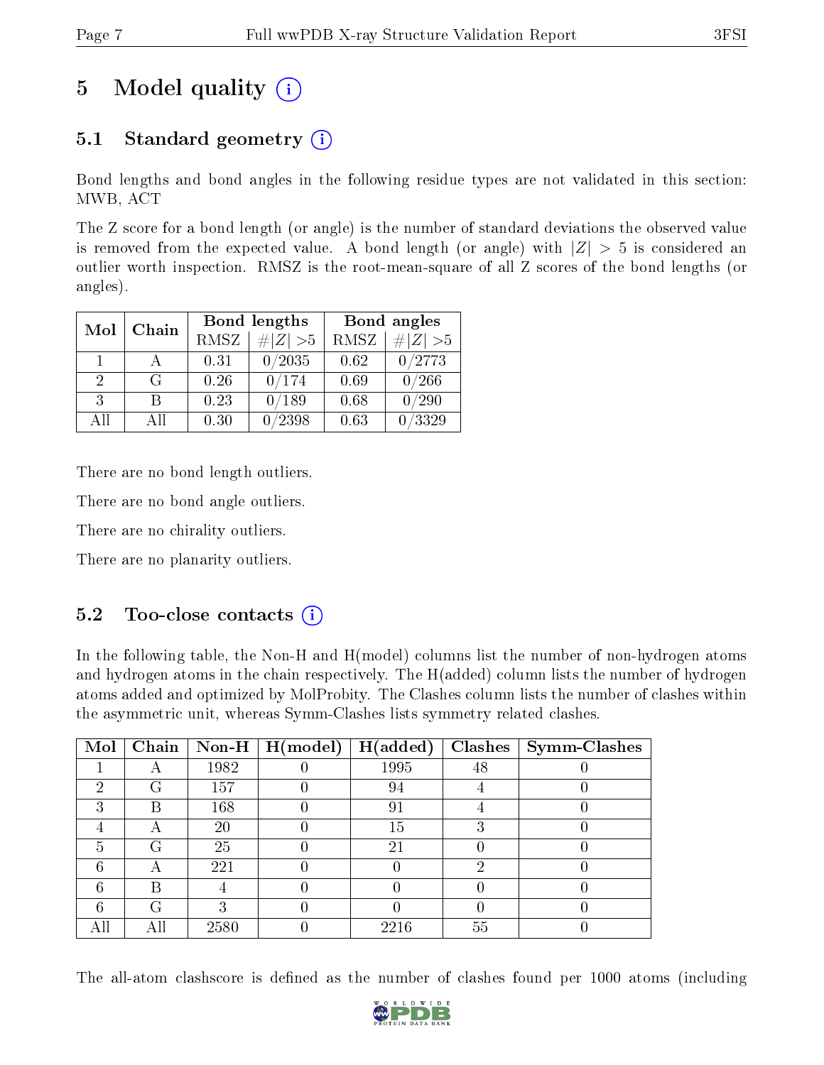# 5 Model quality (i)

## 5.1 Standard geometry (i)

Bond lengths and bond angles in the following residue types are not validated in this section: MWB, ACT

The Z score for a bond length (or angle) is the number of standard deviations the observed value is removed from the expected value. A bond length (or angle) with $|Z| > 5$ is considered an outlier worth inspection. RMSZ is the root-mean-square of all Z scores of the bond lengths (or angles).

| Mol | Chain | Bond lengths | | Bond angles | |
|---|---|---|---|---|---|
| | | RMSZ | #\|Z\| >5 | RMSZ | #\|Z\| >5 |
| 1 | A | 0.31 | 0/2035 | 0.62 | 0/2773 |
| 2 | G | 0.26 | 0/174 | 0.69 | 0/266 |
| 3 | B | 0.23 | 0/189 | 0.68 | 0/290 |
| All | All | 0.30 | 0/2398 | 0.63 | 0/3329 |

There are no bond length outliers.

There are no bond angle outliers.

There are no chirality outliers.

There are no planarity outliers.

## 5.2 Too-close contacts (i)

In the following table, the Non-H and H(model) columns list the number of non-hydrogen atoms and hydrogen atoms in the chain respectively. The H(added) column lists the number of hydrogen atoms added and optimized by MolProbity. The Clashes column lists the number of clashes within the asymmetric unit, whereas Symm-Clashes lists symmetry related clashes.

| Mol | Chain | Non-H | H(model) | H(added) | Clashes | Symm-Clashes |
|---|---|---|---|---|---|---|
| 1 | A | 1982 | 0 | 1995 | 48 | 0 |
| 2 | G | 157 | 0 | 94 | 4 | 0 |
| 3 | B | 168 | 0 | 91 | 4 | 0 |
| 4 | A | 20 | 0 | 15 | 3 | 0 |
| 5 | G | 25 | 0 | 21 | 0 | 0 |
| 6 | A | 221 | 0 | 0 | 2 | 0 |
| 6 | B | 4 | 0 | 0 | 0 | 0 |
| 6 | G | 3 | 0 | 0 | 0 | 0 |
| All | All | 2580 | 0 | 2216 | 55 | 0 |

The all-atom clashscore is defined as the number of clashes found per 1000 atoms (including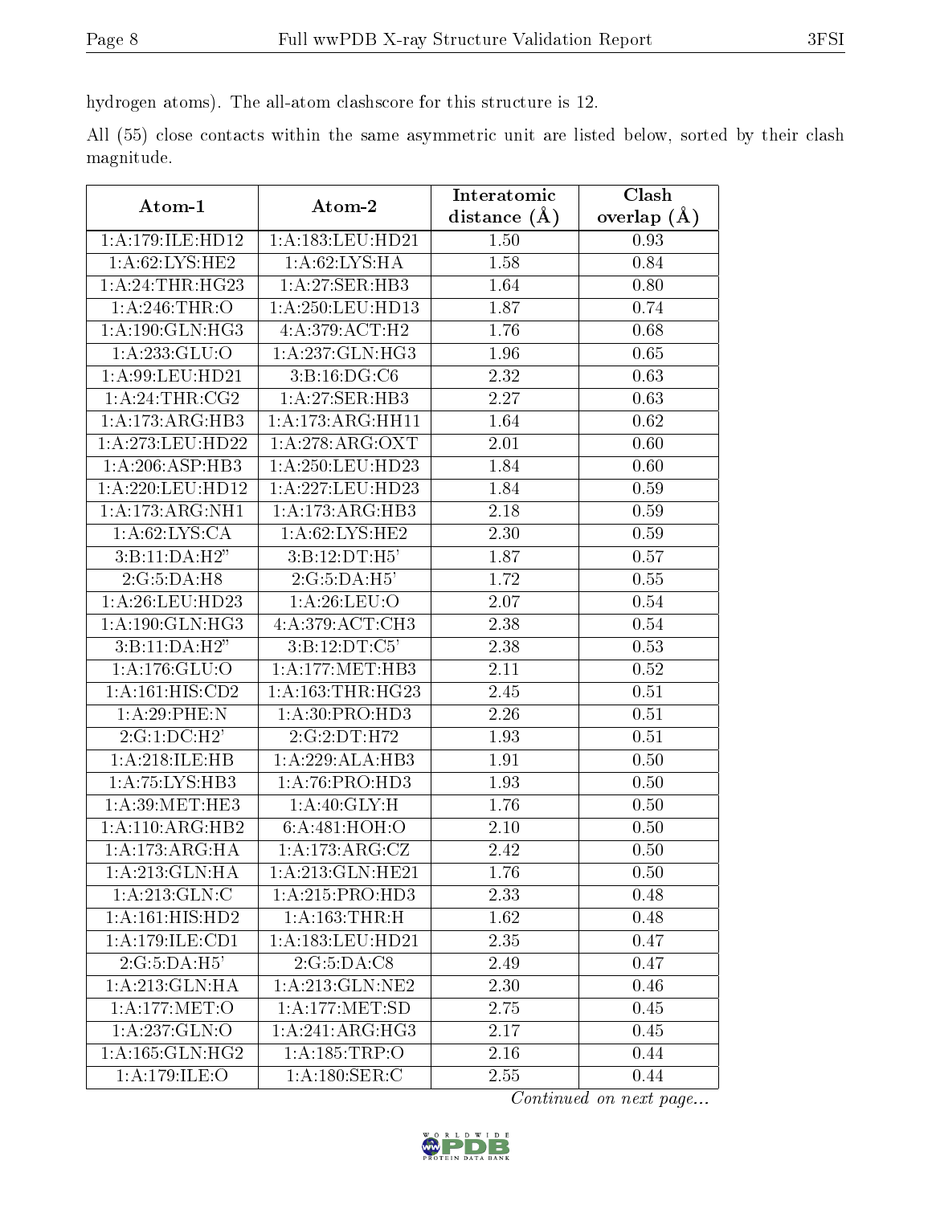hydrogen atoms). The all-atom clashscore for this structure is 12.

All (55) close contacts within the same asymmetric unit are listed below, sorted by their clash magnitude.

| Atom-1 | Atom-2 | Interatomic distance (Å) | Clash overlap (Å) |
|---|---|---|---|
| 1:A:179:ILE:HD12 | 1:A:183:LEU:HD21 | 1.50 | 0.93 |
| 1:A:62:LYS:HE2 | 1:A:62:LYS:HA | 1.58 | 0.84 |
| 1:A:24:THR:HG23 | 1:A:27:SER:HB3 | 1.64 | 0.80 |
| 1:A:246:THR:O | 1:A:250:LEU:HD13 | 1.87 | 0.74 |
| 1:A:190:GLN:HG3 | 4:A:379:ACT:H2 | 1.76 | 0.68 |
| 1:A:233:GLU:O | 1:A:237:GLN:HG3 | 1.96 | 0.65 |
| 1:A:99:LEU:HD21 | 3:B:16:DG:C6 | 2.32 | 0.63 |
| 1:A:24:THR:CG2 | 1:A:27:SER:HB3 | 2.27 | 0.63 |
| 1:A:173:ARG:HB3 | 1:A:173:ARG:HH11 | 1.64 | 0.62 |
| 1:A:273:LEU:HD22 | 1:A:278:ARG:OXT | 2.01 | 0.60 |
| 1:A:206:ASP:HB3 | 1:A:250:LEU:HD23 | 1.84 | 0.60 |
| 1:A:220:LEU:HD12 | 1:A:227:LEU:HD23 | 1.84 | 0.59 |
| 1:A:173:ARG:NH1 | 1:A:173:ARG:HB3 | 2.18 | 0.59 |
| 1:A:62:LYS:CA | 1:A:62:LYS:HE2 | 2.30 | 0.59 |
| 3:B:11:DA:H2" | 3:B:12:DT:H5' | 1.87 | 0.57 |
| 2:G:5:DA:H8 | 2:G:5:DA:H5' | 1.72 | 0.55 |
| 1:A:26:LEU:HD23 | 1:A:26:LEU:O | 2.07 | 0.54 |
| 1:A:190:GLN:HG3 | 4:A:379:ACT:CH3 | 2.38 | 0.54 |
| 3:B:11:DA:H2" | 3:B:12:DT:C5' | 2.38 | 0.53 |
| 1:A:176:GLU:O | 1:A:177:MET:HB3 | 2.11 | 0.52 |
| 1:A:161:HIS:CD2 | 1:A:163:THR:HG23 | 2.45 | 0.51 |
| 1:A:29:PHE:N | 1:A:30:PRO:HD3 | 2.26 | 0.51 |
| 2:G:1:DC:H2' | 2:G:2:DT:H72 | 1.93 | 0.51 |
| 1:A:218:ILE:HB | 1:A:229:ALA:HB3 | 1.91 | 0.50 |
| 1:A:75:LYS:HB3 | 1:A:76:PRO:HD3 | 1.93 | 0.50 |
| 1:A:39:MET:HE3 | 1:A:40:GLY:H | 1.76 | 0.50 |
| 1:A:110:ARG:HB2 | 6:A:481:HOH:O | 2.10 | 0.50 |
| 1:A:173:ARG:HA | 1:A:173:ARG:CZ | 2.42 | 0.50 |
| 1:A:213:GLN:HA | 1:A:213:GLN:HE21 | 1.76 | 0.50 |
| 1:A:213:GLN:C | 1:A:215:PRO:HD3 | 2.33 | 0.48 |
| 1:A:161:HIS:HD2 | 1:A:163:THR:H | 1.62 | 0.48 |
| 1:A:179:ILE:CD1 | 1:A:183:LEU:HD21 | 2.35 | 0.47 |
| 2:G:5:DA:H5' | 2:G:5:DA:C8 | 2.49 | 0.47 |
| 1:A:213:GLN:HA | 1:A:213:GLN:NE2 | 2.30 | 0.46 |
| 1:A:177:MET:O | 1:A:177:MET:SD | 2.75 | 0.45 |
| 1:A:237:GLN:O | 1:A:241:ARG:HG3 | 2.17 | 0.45 |
| 1:A:165:GLN:HG2 | 1:A:185:TRP:O | 2.16 | 0.44 |
| 1:A:179:ILE:O | 1:A:180:SER:C | 2.55 | 0.44 |

*Continued on next page...*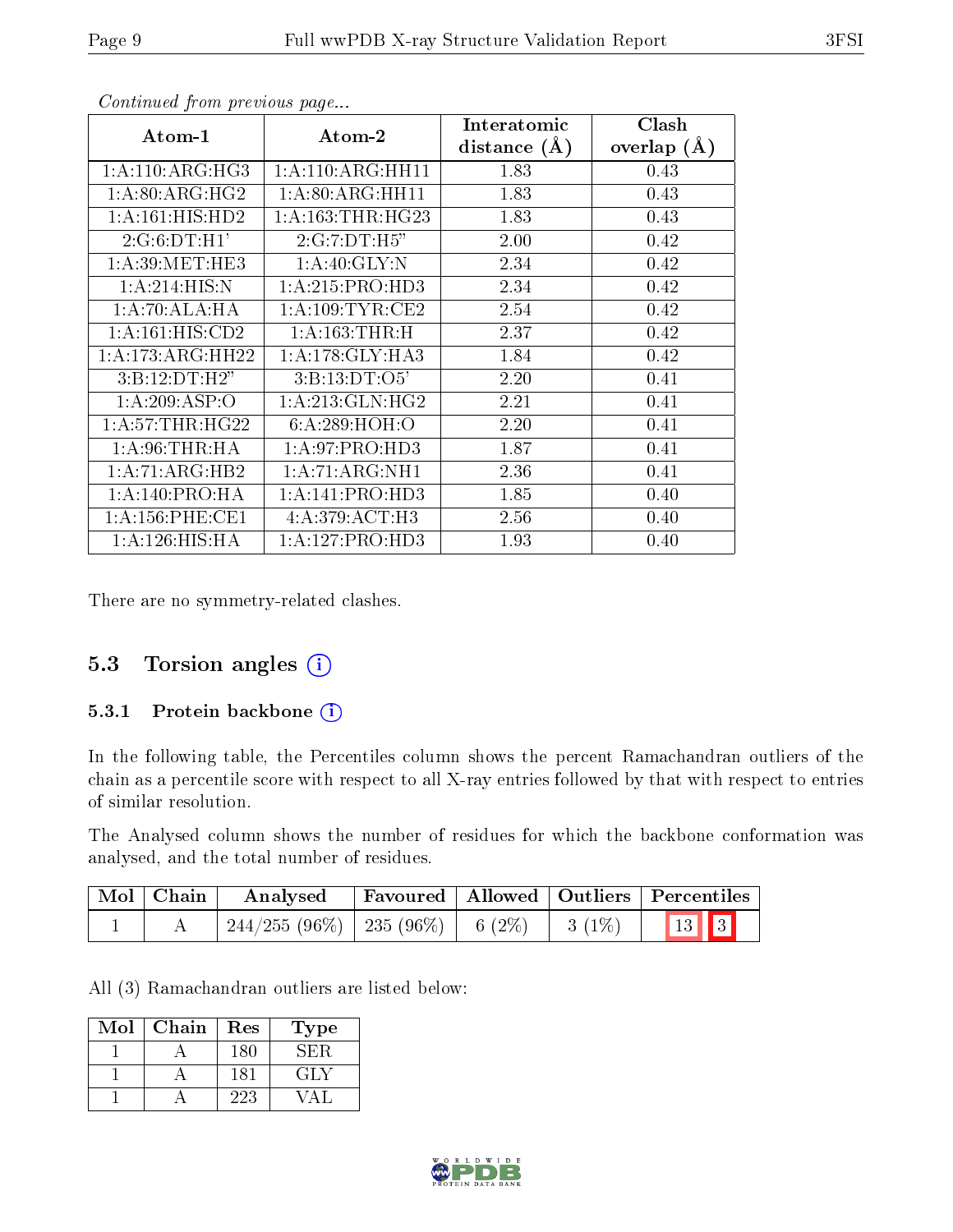*Continued from previous page...*

| Atom-1 | Atom-2 | Interatomic distance (Å) | Clash overlap (Å) |
|---|---|---|---|
| 1:A:110:ARG:HG3 | 1:A:110:ARG:HH11 | 1.83 | 0.43 |
| 1:A:80:ARG:HG2 | 1:A:80:ARG:HH11 | 1.83 | 0.43 |
| 1:A:161:HIS:HD2 | 1:A:163:THR:HG23 | 1.83 | 0.43 |
| 2:G:6:DT:H1' | 2:G:7:DT:H5" | 2.00 | 0.42 |
| 1:A:39:MET:HE3 | 1:A:40:GLY:N | 2.34 | 0.42 |
| 1:A:214:HIS:N | 1:A:215:PRO:HD3 | 2.34 | 0.42 |
| 1:A:70:ALA:HA | 1:A:109:TYR:CE2 | 2.54 | 0.42 |
| 1:A:161:HIS:CD2 | 1:A:163:THR:H | 2.37 | 0.42 |
| 1:A:173:ARG:HH22 | 1:A:178:GLY:HA3 | 1.84 | 0.42 |
| 3:B:12:DT:H2" | 3:B:13:DT:O5' | 2.20 | 0.41 |
| 1:A:209:ASP:O | 1:A:213:GLN:HG2 | 2.21 | 0.41 |
| 1:A:57:THR:HG22 | 6:A:289:HOH:O | 2.20 | 0.41 |
| 1:A:96:THR:HA | 1:A:97:PRO:HD3 | 1.87 | 0.41 |
| 1:A:71:ARG:HB2 | 1:A:71:ARG:NH1 | 2.36 | 0.41 |
| 1:A:140:PRO:HA | 1:A:141:PRO:HD3 | 1.85 | 0.40 |
| 1:A:156:PHE:CE1 | 4:A:379:ACT:H3 | 2.56 | 0.40 |
| 1:A:126:HIS:HA | 1:A:127:PRO:HD3 | 1.93 | 0.40 |

There are no symmetry-related clashes.

## 5.3 Torsion angles

### 5.3.1 Protein backbone

In the following table, the Percentiles column shows the percent Ramachandran outliers of the chain as a percentile score with respect to all X-ray entries followed by that with respect to entries of similar resolution.

The Analysed column shows the number of residues for which the backbone conformation was analysed, and the total number of residues.

| Mol | Chain | Analysed | Favoured | Allowed | Outliers | Percentiles | |
|---|---|---|---|---|---|---|---|
| 1 | A | 244/255 (96%) | 235 (96%) | 6 (2%) | 3 (1%) | 13 | 3 |

All (3) Ramachandran outliers are listed below:

| Mol | Chain | Res | Type |
|---|---|---|---|
| 1 | A | 180 | SER |
| 1 | A | 181 | GLY |
| 1 | A | 223 | VAL |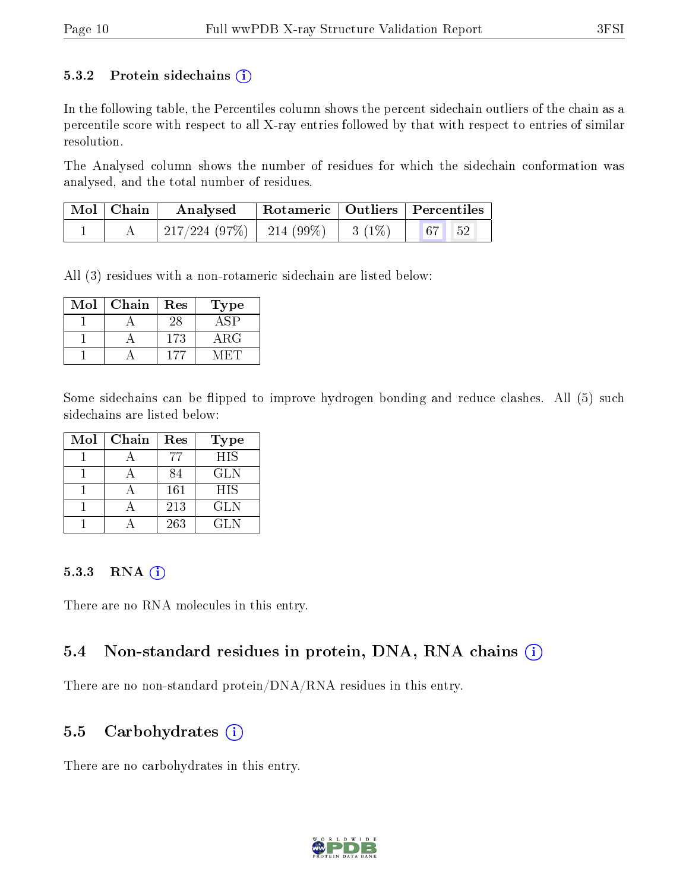### 5.3.2 Protein sidechains (i)

In the following table, the Percentiles column shows the percent sidechain outliers of the chain as a percentile score with respect to all X-ray entries followed by that with respect to entries of similar resolution.

The Analysed column shows the number of residues for which the sidechain conformation was analysed, and the total number of residues.

| Mol | Chain | Analysed | Rotameric | Outliers | Percentiles | |
|---|---|---|---|---|---|---|
| 1 | A | 217/224 (97%) | 214 (99%) | 3 (1%) | 67 | 52 |

All (3) residues with a non-rotameric sidechain are listed below:

| Mol | Chain | Res | Type |
|---|---|---|---|
| 1 | A | 28 | ASP |
| 1 | A | 173 | ARG |
| 1 | A | 177 | MET |

Some sidechains can be flipped to improve hydrogen bonding and reduce clashes. All (5) such sidechains are listed below:

| Mol | Chain | Res | Type |
|---|---|---|---|
| 1 | A | 77 | HIS |
| 1 | A | 84 | GLN |
| 1 | A | 161 | HIS |
| 1 | A | 213 | GLN |
| 1 | A | 263 | GLN |

### 5.3.3 RNA (i)

There are no RNA molecules in this entry.

## 5.4 Non-standard residues in protein, DNA, RNA chains (i)

There are no non-standard protein/DNA/RNA residues in this entry.

## 5.5 Carbohydrates (i)

There are no carbohydrates in this entry.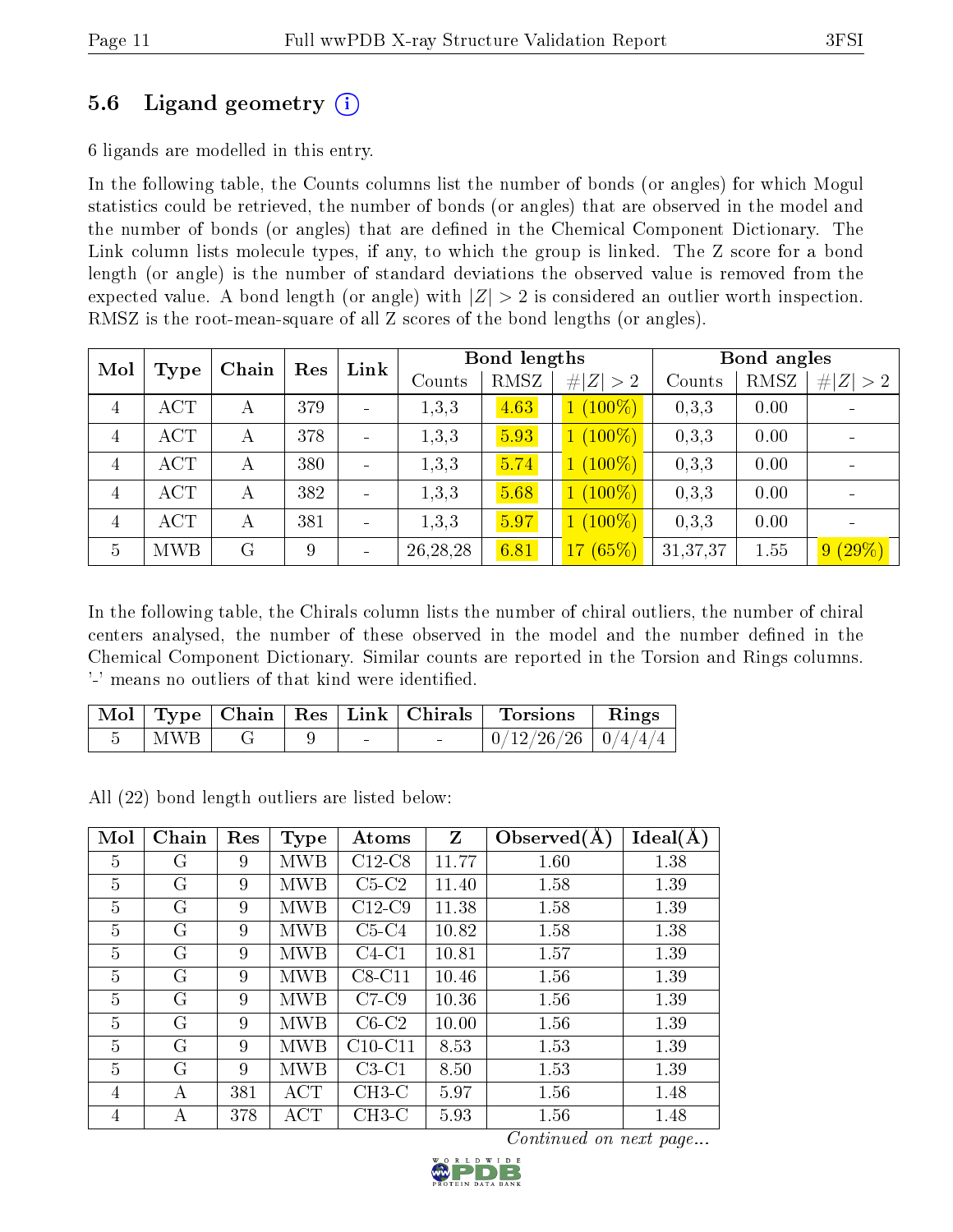## 5.6 Ligand geometry (i)

6 ligands are modelled in this entry.

In the following table, the Counts columns list the number of bonds (or angles) for which Mogul statistics could be retrieved, the number of bonds (or angles) that are observed in the model and the number of bonds (or angles) that are defined in the Chemical Component Dictionary. The Link column lists molecule types, if any, to which the group is linked. The Z score for a bond length (or angle) is the number of standard deviations the observed value is removed from the expected value. A bond length (or angle) with |Z| > 2 is considered an outlier worth inspection. RMSZ is the root-mean-square of all Z scores of the bond lengths (or angles).

| Mol | Type | Chain | Res | Link | Bond lengths | | | Bond angles | | |
|---|---|---|---|---|---|---|---|---|---|---|
| | | | | | Counts | RMSZ | #\|Z\| > 2 | Counts | RMSZ | #\|Z\| > 2 |
| 4 | ACT | A | 379 | - | 1,3,3 | 4.63 | 1 (100%) | 0,3,3 | 0.00 | - |
| 4 | ACT | A | 378 | - | 1,3,3 | 5.93 | 1 (100%) | 0,3,3 | 0.00 | - |
| 4 | ACT | A | 380 | - | 1,3,3 | 5.74 | 1 (100%) | 0,3,3 | 0.00 | - |
| 4 | ACT | A | 382 | - | 1,3,3 | 5.68 | 1 (100%) | 0,3,3 | 0.00 | - |
| 4 | ACT | A | 381 | - | 1,3,3 | 5.97 | 1 (100%) | 0,3,3 | 0.00 | - |
| 5 | MWB | G | 9 | - | 26,28,28 | 6.81 | 17 (65%) | 31,37,37 | 1.55 | 9 (29%) |

In the following table, the Chirals column lists the number of chiral outliers, the number of chiral centers analysed, the number of these observed in the model and the number defined in the Chemical Component Dictionary. Similar counts are reported in the Torsion and Rings columns. '-' means no outliers of that kind were identified.

| Mol | Type | Chain | Res | Link | Chirals | Torsions | Rings |
|---|---|---|---|---|---|---|---|
| 5 | MWB | G | 9 | - | - | 0/12/26/26 | 0/4/4/4 |

All (22) bond length outliers are listed below:

| Mol | Chain | Res | Type | Atoms | Z | Observed(Å) | Ideal(Å) |
|---|---|---|---|---|---|---|---|
| 5 | G | 9 | MWB | C12-C8 | 11.77 | 1.60 | 1.38 |
| 5 | G | 9 | MWB | C5-C2 | 11.40 | 1.58 | 1.39 |
| 5 | G | 9 | MWB | C12-C9 | 11.38 | 1.58 | 1.39 |
| 5 | G | 9 | MWB | C5-C4 | 10.82 | 1.58 | 1.38 |
| 5 | G | 9 | MWB | C4-C1 | 10.81 | 1.57 | 1.39 |
| 5 | G | 9 | MWB | C8-C11 | 10.46 | 1.56 | 1.39 |
| 5 | G | 9 | MWB | C7-C9 | 10.36 | 1.56 | 1.39 |
| 5 | G | 9 | MWB | C6-C2 | 10.00 | 1.56 | 1.39 |
| 5 | G | 9 | MWB | C10-C11 | 8.53 | 1.53 | 1.39 |
| 5 | G | 9 | MWB | C3-C1 | 8.50 | 1.53 | 1.39 |
| 4 | A | 381 | ACT | CH3-C | 5.97 | 1.56 | 1.48 |
| 4 | A | 378 | ACT | CH3-C | 5.93 | 1.56 | 1.48 |

*Continued on next page...*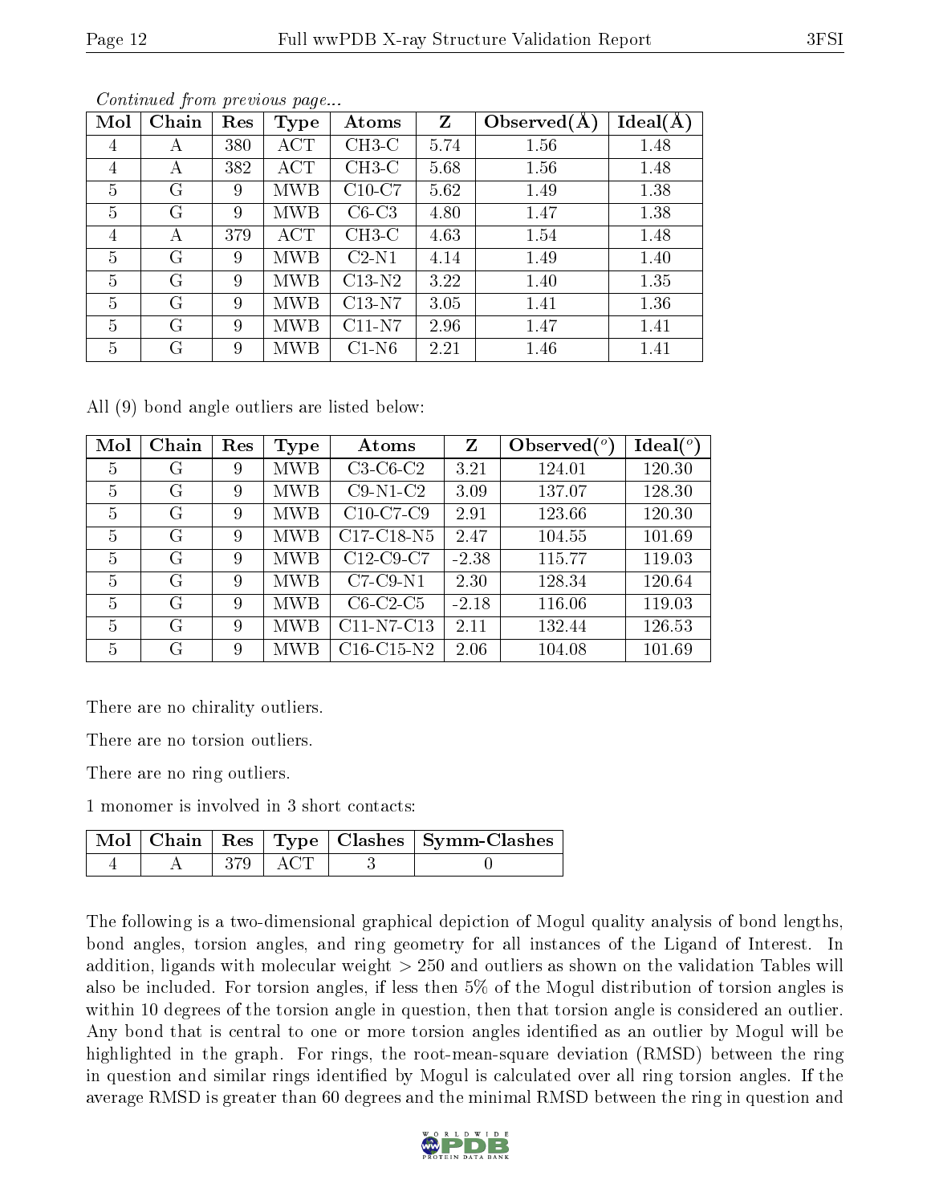*Continued from previous page...*

| Mol | Chain | Res | Type | Atoms | Z | Observed(Å) | Ideal(Å) |
|---|---|---|---|---|---|---|---|
| 4 | A | 380 | ACT | CH3-C | 5.74 | 1.56 | 1.48 |
| 4 | A | 382 | ACT | CH3-C | 5.68 | 1.56 | 1.48 |
| 5 | G | 9 | MWB | C10-C7 | 5.62 | 1.49 | 1.38 |
| 5 | G | 9 | MWB | C6-C3 | 4.80 | 1.47 | 1.38 |
| 4 | A | 379 | ACT | CH3-C | 4.63 | 1.54 | 1.48 |
| 5 | G | 9 | MWB | C2-N1 | 4.14 | 1.49 | 1.40 |
| 5 | G | 9 | MWB | C13-N2 | 3.22 | 1.40 | 1.35 |
| 5 | G | 9 | MWB | C13-N7 | 3.05 | 1.41 | 1.36 |
| 5 | G | 9 | MWB | C11-N7 | 2.96 | 1.47 | 1.41 |
| 5 | G | 9 | MWB | C1-N6 | 2.21 | 1.46 | 1.41 |

All (9) bond angle outliers are listed below:

| Mol | Chain | Res | Type | Atoms | Z | Observed(°) | Ideal(°) |
|---|---|---|---|---|---|---|---|
| 5 | G | 9 | MWB | C3-C6-C2 | 3.21 | 124.01 | 120.30 |
| 5 | G | 9 | MWB | C9-N1-C2 | 3.09 | 137.07 | 128.30 |
| 5 | G | 9 | MWB | C10-C7-C9 | 2.91 | 123.66 | 120.30 |
| 5 | G | 9 | MWB | C17-C18-N5 | 2.47 | 104.55 | 101.69 |
| 5 | G | 9 | MWB | C12-C9-C7 | -2.38 | 115.77 | 119.03 |
| 5 | G | 9 | MWB | C7-C9-N1 | 2.30 | 128.34 | 120.64 |
| 5 | G | 9 | MWB | C6-C2-C5 | -2.18 | 116.06 | 119.03 |
| 5 | G | 9 | MWB | C11-N7-C13 | 2.11 | 132.44 | 126.53 |
| 5 | G | 9 | MWB | C16-C15-N2 | 2.06 | 104.08 | 101.69 |

There are no chirality outliers.

There are no torsion outliers.

There are no ring outliers.

1 monomer is involved in 3 short contacts:

| Mol | Chain | Res | Type | Clashes | Symm-Clashes |
|---|---|---|---|---|---|
| 4 | A | 379 | ACT | 3 | 0 |

The following is a two-dimensional graphical depiction of Mogul quality analysis of bond lengths, bond angles, torsion angles, and ring geometry for all instances of the Ligand of Interest. In addition, ligands with molecular weight > 250 and outliers as shown on the validation Tables will also be included. For torsion angles, if less then 5% of the Mogul distribution of torsion angles is within 10 degrees of the torsion angle in question, then that torsion angle is considered an outlier. Any bond that is central to one or more torsion angles identified as an outlier by Mogul will be highlighted in the graph. For rings, the root-mean-square deviation (RMSD) between the ring in question and similar rings identified by Mogul is calculated over all ring torsion angles. If the average RMSD is greater than 60 degrees and the minimal RMSD between the ring in question and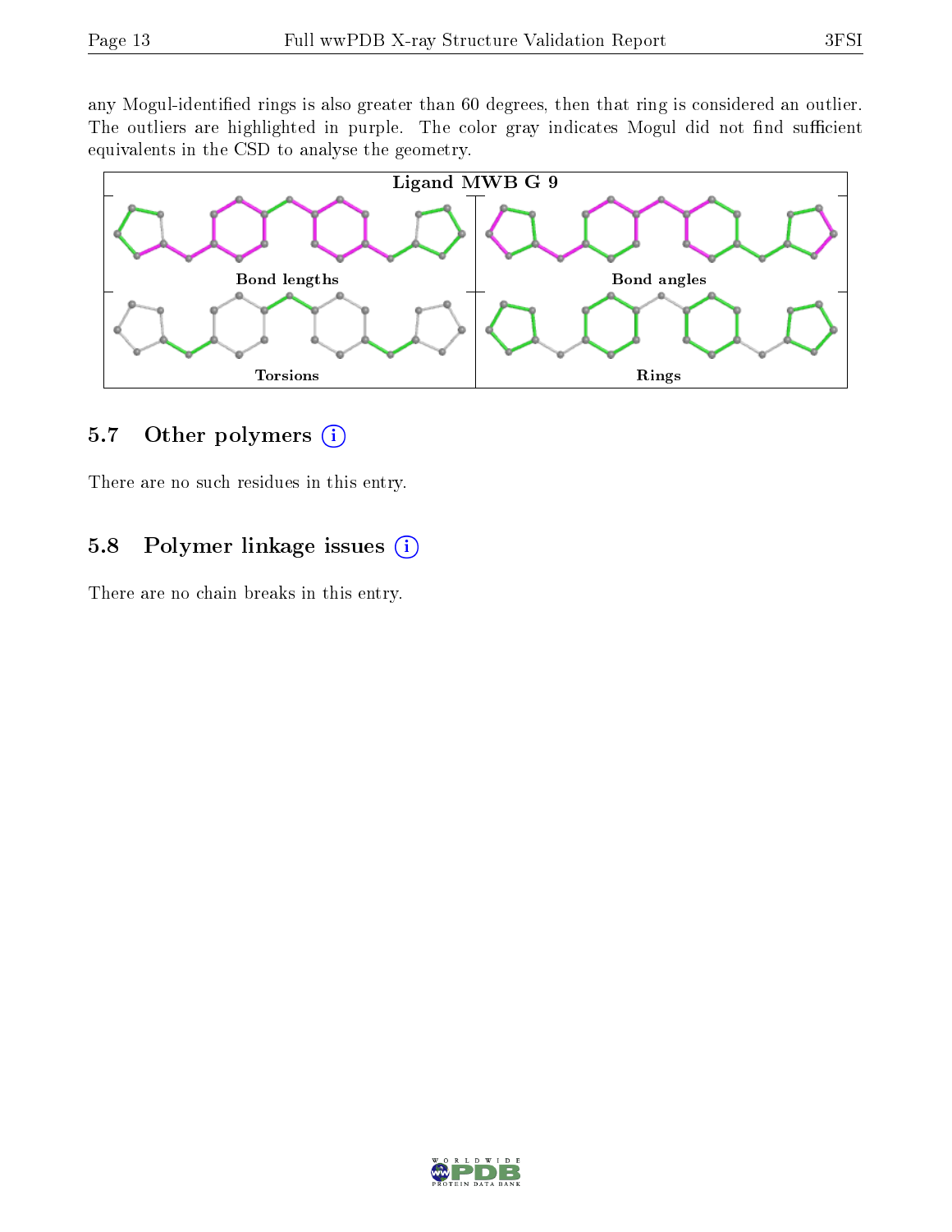any Mogul-identified rings is also greater than 60 degrees, then that ring is considered an outlier. The outliers are highlighted in purple. The color gray indicates Mogul did not find sufficient equivalents in the CSD to analyse the geometry.

Ligand MWB G 9

Bond lengths

Bond angles

Torsions

Rings

## 5.7 Other polymers (i)

There are no such residues in this entry.

## 5.8 Polymer linkage issues (i)

There are no chain breaks in this entry.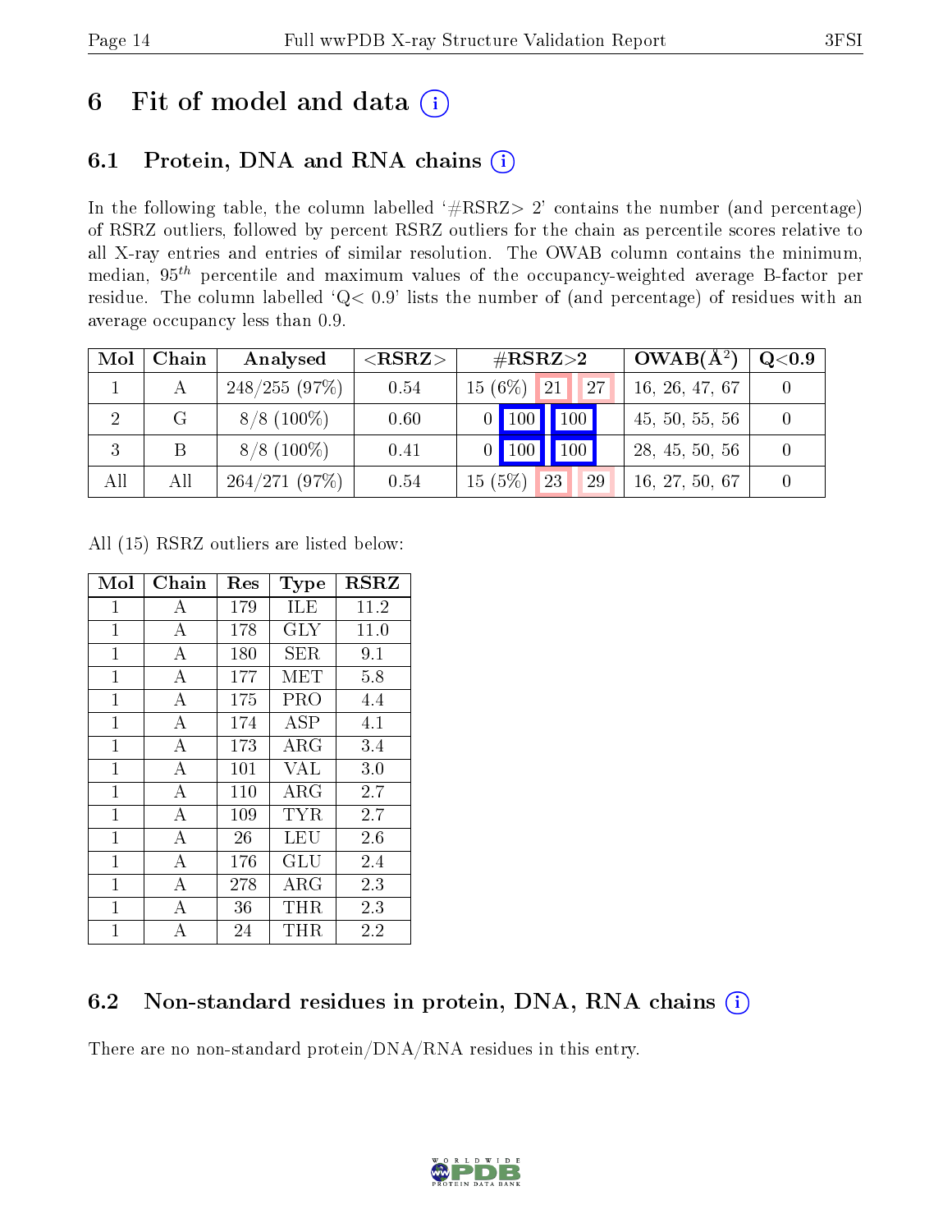# 6 Fit of model and data

## 6.1 Protein, DNA and RNA chains

In the following table, the column labelled '#RSRZ> 2' contains the number (and percentage) of RSRZ outliers, followed by percent RSRZ outliers for the chain as percentile scores relative to all X-ray entries and entries of similar resolution. The OWAB column contains the minimum, median, $95^{th}$ percentile and maximum values of the occupancy-weighted average B-factor per residue. The column labelled 'Q< 0.9' lists the number of (and percentage) of residues with an average occupancy less than 0.9.

| Mol | Chain | Analysed | <RSRZ> | #RSRZ>2 | | | OWAB(Å$^2$) | Q<0.9 |
|---|---|---|---|---|---|---|---|---|
| 1 | A | 248/255 (97%) | 0.54 | 15 (6%) | 21 | 27 | 16, 26, 47, 67 | 0 |
| 2 | G | 8/8 (100%) | 0.60 | 0 | 100 | 100 | 45, 50, 55, 56 | 0 |
| 3 | B | 8/8 (100%) | 0.41 | 0 | 100 | 100 | 28, 45, 50, 56 | 0 |
| All | All | 264/271 (97%) | 0.54 | 15 (5%) | 23 | 29 | 16, 27, 50, 67 | 0 |

All (15) RSRZ outliers are listed below:

| Mol | Chain | Res | Type | RSRZ |
|---|---|---|---|---|
| 1 | A | 179 | ILE | 11.2 |
| 1 | A | 178 | GLY | 11.0 |
| 1 | A | 180 | SER | 9.1 |
| 1 | A | 177 | MET | 5.8 |
| 1 | A | 175 | PRO | 4.4 |
| 1 | A | 174 | ASP | 4.1 |
| 1 | A | 173 | ARG | 3.4 |
| 1 | A | 101 | VAL | 3.0 |
| 1 | A | 110 | ARG | 2.7 |
| 1 | A | 109 | TYR | 2.7 |
| 1 | A | 26 | LEU | 2.6 |
| 1 | A | 176 | GLU | 2.4 |
| 1 | A | 278 | ARG | 2.3 |
| 1 | A | 36 | THR | 2.3 |
| 1 | A | 24 | THR | 2.2 |

## 6.2 Non-standard residues in protein, DNA, RNA chains

There are no non-standard protein/DNA/RNA residues in this entry.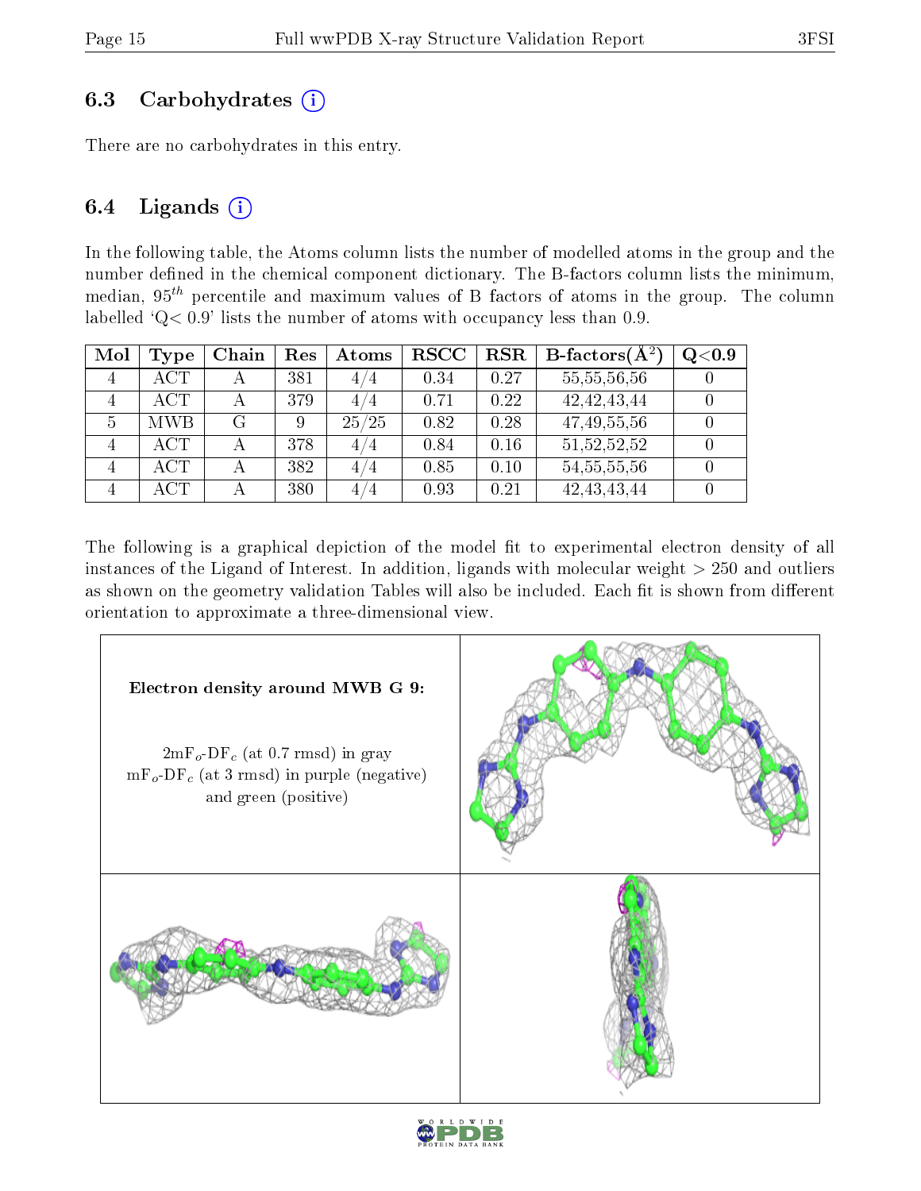### 6.3 Carbohydrates

There are no carbohydrates in this entry.

### 6.4 Ligands

In the following table, the Atoms column lists the number of modelled atoms in the group and the number defined in the chemical component dictionary. The B-factors column lists the minimum, median, $95^{th}$ percentile and maximum values of B factors of atoms in the group. The column labelled 'Q< 0.9' lists the number of atoms with occupancy less than 0.9.

| Mol | Type | Chain | Res | Atoms | RSCC | RSR | B-factors($Å^2$) | Q<0.9 |
|---|---|---|---|---|---|---|---|---|
| 4 | ACT | A | 381 | 4/4 | 0.34 | 0.27 | 55,55,56,56 | 0 |
| 4 | ACT | A | 379 | 4/4 | 0.71 | 0.22 | 42,42,43,44 | 0 |
| 5 | MWB | G | 9 | 25/25 | 0.82 | 0.28 | 47,49,55,56 | 0 |
| 4 | ACT | A | 378 | 4/4 | 0.84 | 0.16 | 51,52,52,52 | 0 |
| 4 | ACT | A | 382 | 4/4 | 0.85 | 0.10 | 54,55,55,56 | 0 |
| 4 | ACT | A | 380 | 4/4 | 0.93 | 0.21 | 42,43,43,44 | 0 |

The following is a graphical depiction of the model fit to experimental electron density of all instances of the Ligand of Interest. In addition, ligands with molecular weight > 250 and outliers as shown on the geometry validation Tables will also be included. Each fit is shown from different orientation to approximate a three-dimensional view.

**Electron density around MWB G 9:**

$2mF_o$-$DF_c$ (at 0.7 rmsd) in gray
$mF_o$-$DF_c$ (at 3 rmsd) in purple (negative) and green (positive)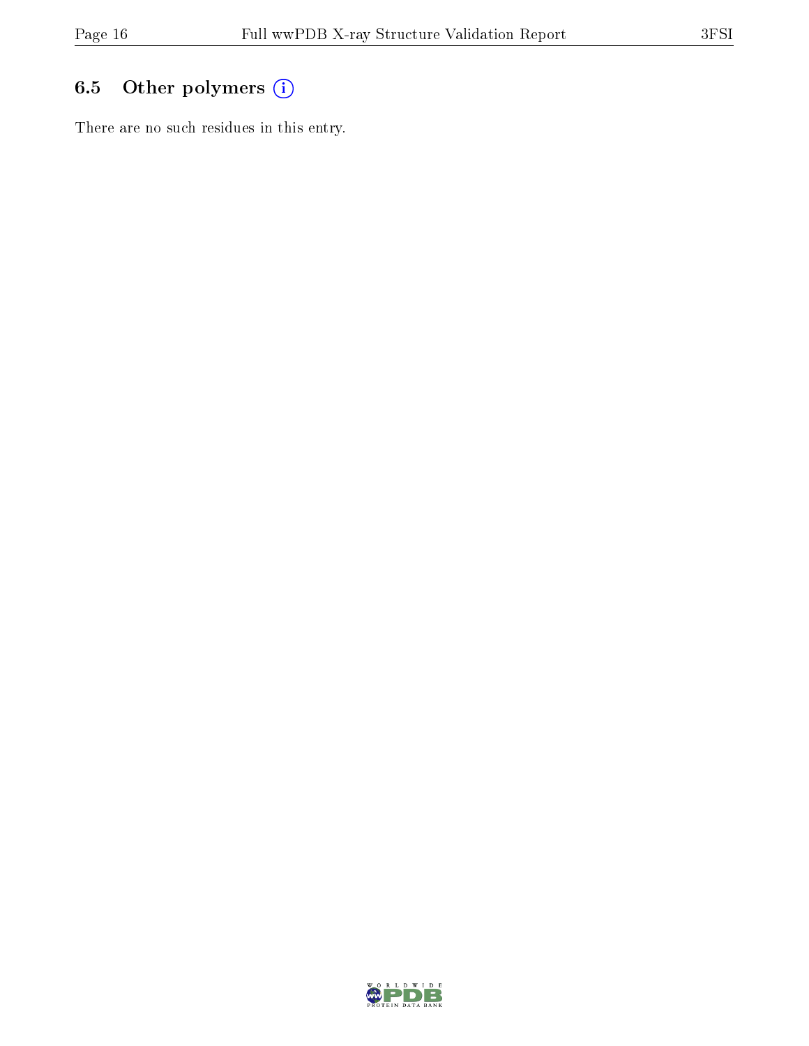### 6.5 Other polymers

There are no such residues in this entry.